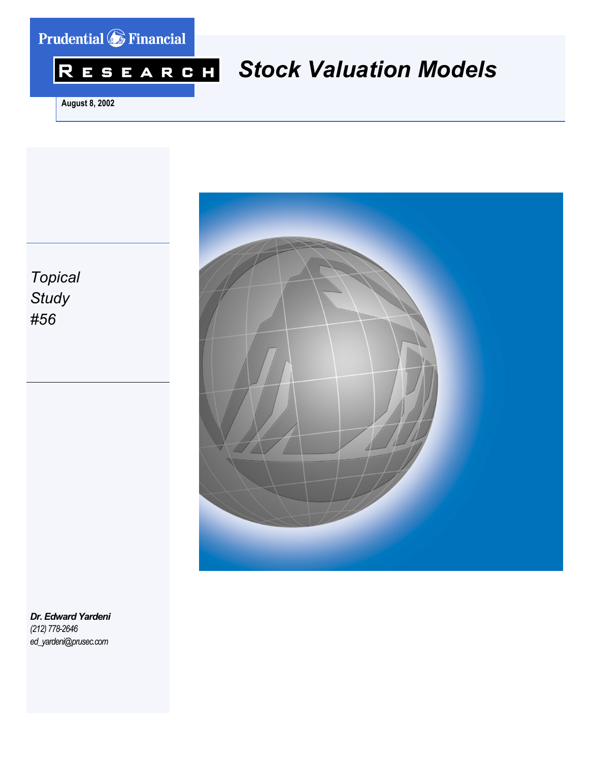Prudential Financial

RESEARCH

# Stock Valuation Models

August 8, 2002

*Topical Study #56*

***Dr. Edward Yardeni***
*(212) 778-2646*
*ed_yardeni@prusec.com*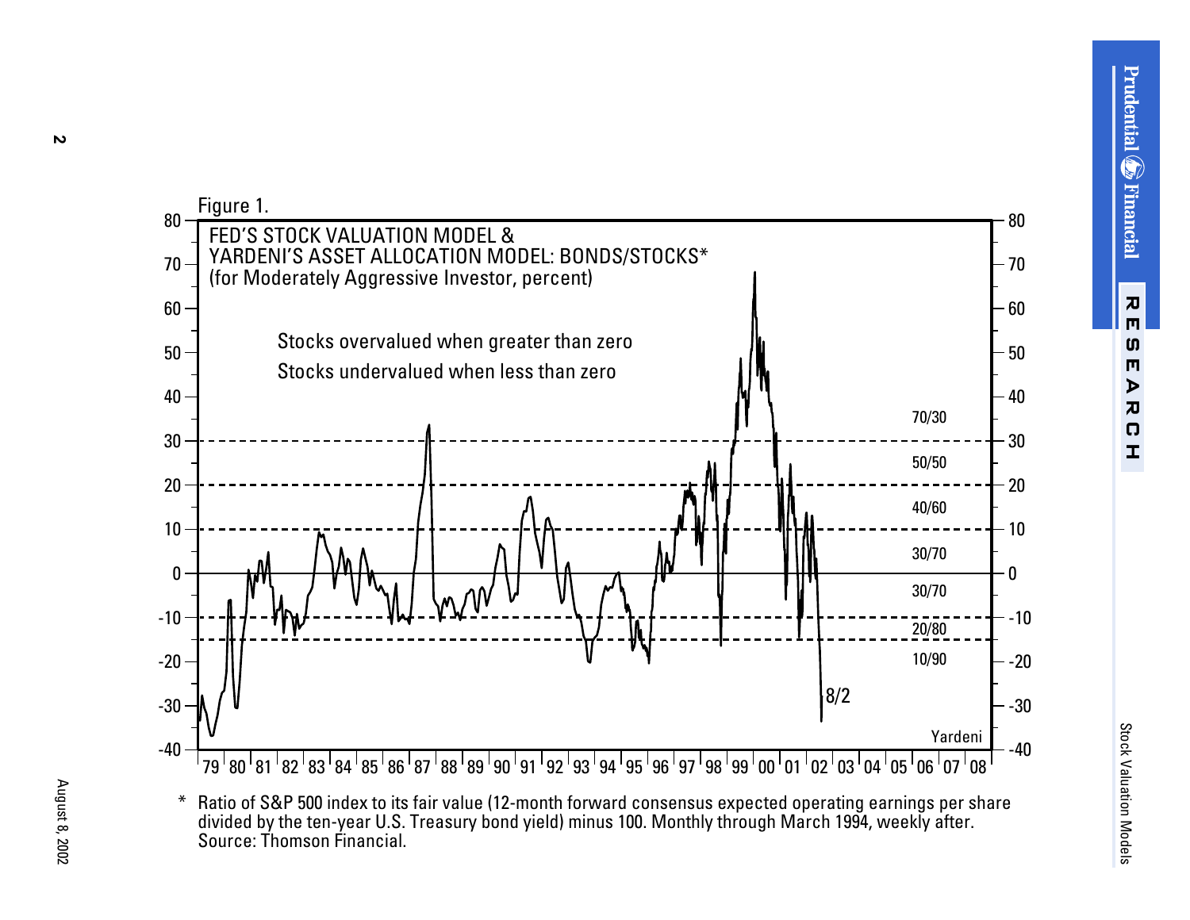Figure 1.

FED'S STOCK VALUATION MODEL & YARDENI'S ASSET ALLOCATION MODEL: BONDS/STOCKS*
(for Moderately Aggressive Investor, percent)

Stocks overvalued when greater than zero

Stocks undervalued when less than zero

70/30

50/50

40/60

30/70

30/70

20/80

10/90

8/2

Yardeni

\* Ratio of S&P 500 index to its fair value (12-month forward consensus expected operating earnings per share divided by the ten-year U.S. Treasury bond yield) minus 100. Monthly through March 1994, weekly after.
Source: Thomson Financial.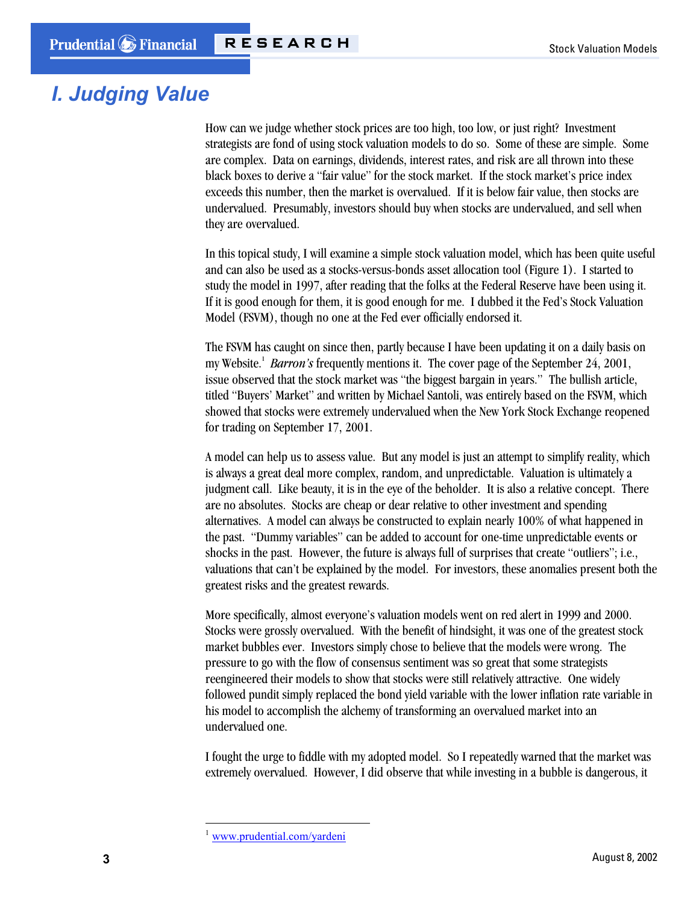# I. Judging Value

How can we judge whether stock prices are too high, too low, or just right? Investment strategists are fond of using stock valuation models to do so. Some of these are simple. Some are complex. Data on earnings, dividends, interest rates, and risk are all thrown into these black boxes to derive a "fair value" for the stock market. If the stock market's price index exceeds this number, then the market is overvalued. If it is below fair value, then stocks are undervalued. Presumably, investors should buy when stocks are undervalued, and sell when they are overvalued.

In this topical study, I will examine a simple stock valuation model, which has been quite useful and can also be used as a stocks-versus-bonds asset allocation tool (Figure 1). I started to study the model in 1997, after reading that the folks at the Federal Reserve have been using it. If it is good enough for them, it is good enough for me. I dubbed it the Fed's Stock Valuation Model (FSVM), though no one at the Fed ever officially endorsed it.

The FSVM has caught on since then, partly because I have been updating it on a daily basis on my Website.[1] *Barron's* frequently mentions it. The cover page of the September 24, 2001, issue observed that the stock market was "the biggest bargain in years." The bullish article, titled "Buyers' Market" and written by Michael Santoli, was entirely based on the FSVM, which showed that stocks were extremely undervalued when the New York Stock Exchange reopened for trading on September 17, 2001.

A model can help us to assess value. But any model is just an attempt to simplify reality, which is always a great deal more complex, random, and unpredictable. Valuation is ultimately a judgment call. Like beauty, it is in the eye of the beholder. It is also a relative concept. There are no absolutes. Stocks are cheap or dear relative to other investment and spending alternatives. A model can always be constructed to explain nearly 100% of what happened in the past. "Dummy variables" can be added to account for one-time unpredictable events or shocks in the past. However, the future is always full of surprises that create "outliers"; i.e., valuations that can't be explained by the model. For investors, these anomalies present both the greatest risks and the greatest rewards.

More specifically, almost everyone's valuation models went on red alert in 1999 and 2000. Stocks were grossly overvalued. With the benefit of hindsight, it was one of the greatest stock market bubbles ever. Investors simply chose to believe that the models were wrong. The pressure to go with the flow of consensus sentiment was so great that some strategists reengineered their models to show that stocks were still relatively attractive. One widely followed pundit simply replaced the bond yield variable with the lower inflation rate variable in his model to accomplish the alchemy of transforming an overvalued market into an undervalued one.

I fought the urge to fiddle with my adopted model. So I repeatedly warned that the market was extremely overvalued. However, I did observe that while investing in a bubble is dangerous, it

---

[1] www.prudential.com/yardeni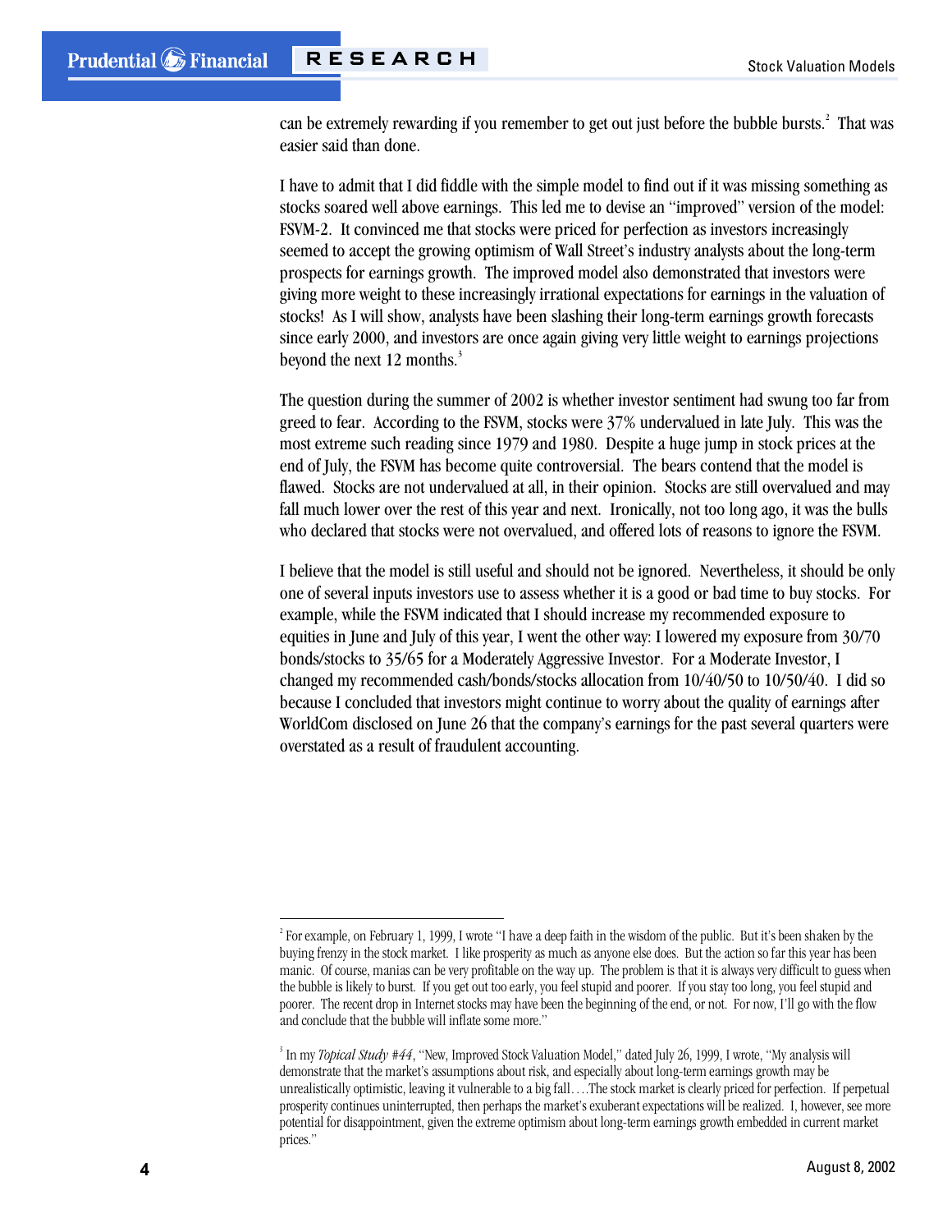can be extremely rewarding if you remember to get out just before the bubble bursts.[2] That was easier said than done.

I have to admit that I did fiddle with the simple model to find out if it was missing something as stocks soared well above earnings. This led me to devise an "improved" version of the model: FSVM-2. It convinced me that stocks were priced for perfection as investors increasingly seemed to accept the growing optimism of Wall Street's industry analysts about the long-term prospects for earnings growth. The improved model also demonstrated that investors were giving more weight to these increasingly irrational expectations for earnings in the valuation of stocks! As I will show, analysts have been slashing their long-term earnings growth forecasts since early 2000, and investors are once again giving very little weight to earnings projections beyond the next 12 months.[3]

The question during the summer of 2002 is whether investor sentiment had swung too far from greed to fear. According to the FSVM, stocks were 37% undervalued in late July. This was the most extreme such reading since 1979 and 1980. Despite a huge jump in stock prices at the end of July, the FSVM has become quite controversial. The bears contend that the model is flawed. Stocks are not undervalued at all, in their opinion. Stocks are still overvalued and may fall much lower over the rest of this year and next. Ironically, not too long ago, it was the bulls who declared that stocks were not overvalued, and offered lots of reasons to ignore the FSVM.

I believe that the model is still useful and should not be ignored. Nevertheless, it should be only one of several inputs investors use to assess whether it is a good or bad time to buy stocks. For example, while the FSVM indicated that I should increase my recommended exposure to equities in June and July of this year, I went the other way: I lowered my exposure from 30/70 bonds/stocks to 35/65 for a Moderately Aggressive Investor. For a Moderate Investor, I changed my recommended cash/bonds/stocks allocation from 10/40/50 to 10/50/40. I did so because I concluded that investors might continue to worry about the quality of earnings after WorldCom disclosed on June 26 that the company's earnings for the past several quarters were overstated as a result of fraudulent accounting.

---

[2] For example, on February 1, 1999, I wrote "I have a deep faith in the wisdom of the public. But it's been shaken by the buying frenzy in the stock market. I like prosperity as much as anyone else does. But the action so far this year has been manic. Of course, manias can be very profitable on the way up. The problem is that it is always very difficult to guess when the bubble is likely to burst. If you get out too early, you feel stupid and poorer. If you stay too long, you feel stupid and poorer. The recent drop in Internet stocks may have been the beginning of the end, or not. For now, I'll go with the flow and conclude that the bubble will inflate some more."

[3] In my *Topical Study #44*, "New, Improved Stock Valuation Model," dated July 26, 1999, I wrote, "My analysis will demonstrate that the market's assumptions about risk, and especially about long-term earnings growth may be unrealistically optimistic, leaving it vulnerable to a big fall….The stock market is clearly priced for perfection. If perpetual prosperity continues uninterrupted, then perhaps the market's exuberant expectations will be realized. I, however, see more potential for disappointment, given the extreme optimism about long-term earnings growth embedded in current market prices."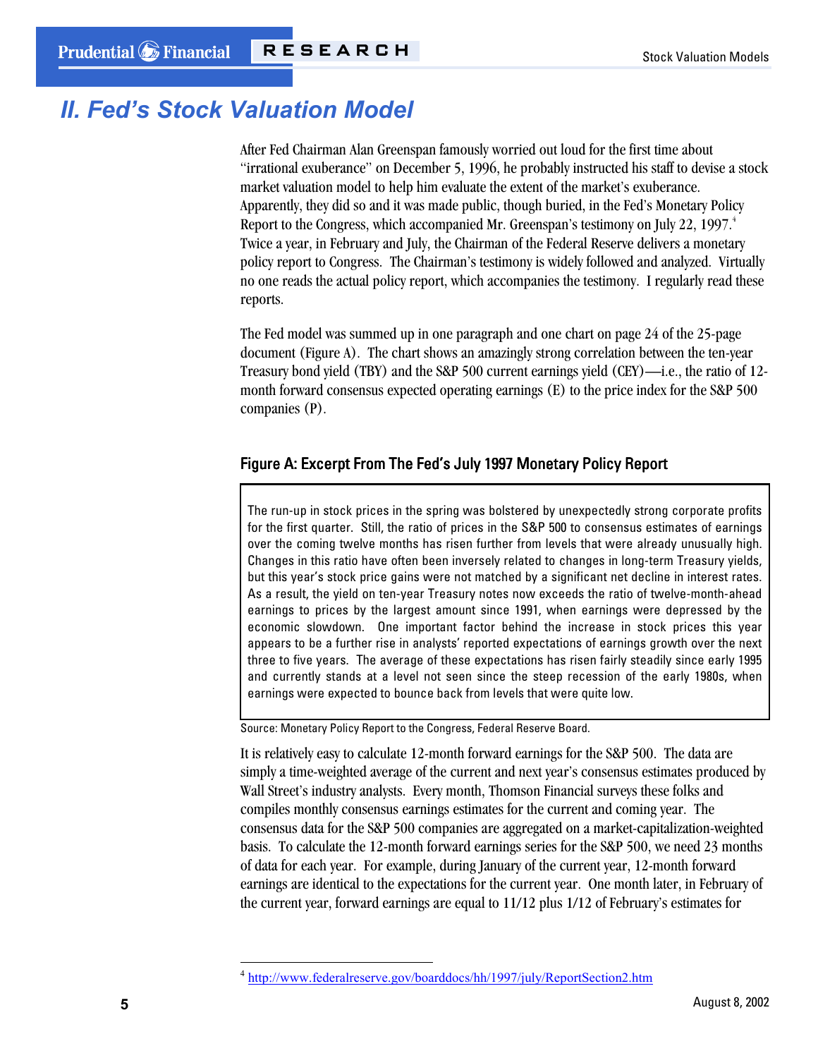## II. Fed's Stock Valuation Model

After Fed Chairman Alan Greenspan famously worried out loud for the first time about "irrational exuberance" on December 5, 1996, he probably instructed his staff to devise a stock market valuation model to help him evaluate the extent of the market's exuberance. Apparently, they did so and it was made public, though buried, in the Fed's Monetary Policy Report to the Congress, which accompanied Mr. Greenspan's testimony on July 22, 1997.[4] Twice a year, in February and July, the Chairman of the Federal Reserve delivers a monetary policy report to Congress. The Chairman's testimony is widely followed and analyzed. Virtually no one reads the actual policy report, which accompanies the testimony. I regularly read these reports.

The Fed model was summed up in one paragraph and one chart on page 24 of the 25-page document (Figure A). The chart shows an amazingly strong correlation between the ten-year Treasury bond yield (TBY) and the S&P 500 current earnings yield (CEY)—i.e., the ratio of 12-month forward consensus expected operating earnings (E) to the price index for the S&P 500 companies (P).

### Figure A: Excerpt From The Fed's July 1997 Monetary Policy Report

> The run-up in stock prices in the spring was bolstered by unexpectedly strong corporate profits for the first quarter. Still, the ratio of prices in the S&P 500 to consensus estimates of earnings over the coming twelve months has risen further from levels that were already unusually high. Changes in this ratio have often been inversely related to changes in long-term Treasury yields, but this year's stock price gains were not matched by a significant net decline in interest rates. As a result, the yield on ten-year Treasury notes now exceeds the ratio of twelve-month-ahead earnings to prices by the largest amount since 1991, when earnings were depressed by the economic slowdown. One important factor behind the increase in stock prices this year appears to be a further rise in analysts' reported expectations of earnings growth over the next three to five years. The average of these expectations has risen fairly steadily since early 1995 and currently stands at a level not seen since the steep recession of the early 1980s, when earnings were expected to bounce back from levels that were quite low.

Source: Monetary Policy Report to the Congress, Federal Reserve Board.

It is relatively easy to calculate 12-month forward earnings for the S&P 500. The data are simply a time-weighted average of the current and next year's consensus estimates produced by Wall Street's industry analysts. Every month, Thomson Financial surveys these folks and compiles monthly consensus earnings estimates for the current and coming year. The consensus data for the S&P 500 companies are aggregated on a market-capitalization-weighted basis. To calculate the 12-month forward earnings series for the S&P 500, we need 23 months of data for each year. For example, during January of the current year, 12-month forward earnings are identical to the expectations for the current year. One month later, in February of the current year, forward earnings are equal to 11/12 plus 1/12 of February's estimates for

---

[4] http://www.federalreserve.gov/boarddocs/hh/1997/july/ReportSection2.htm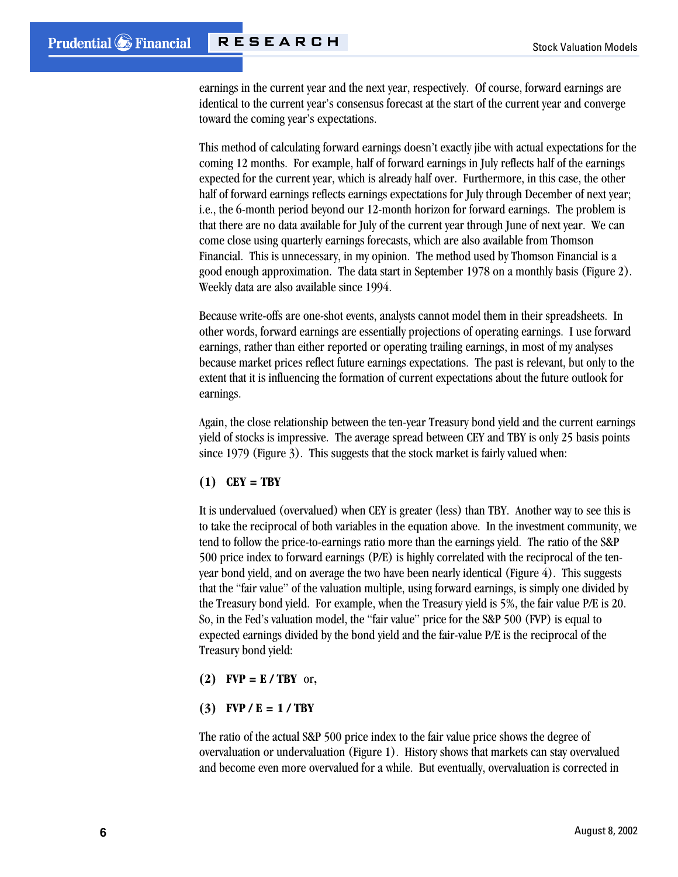earnings in the current year and the next year, respectively. Of course, forward earnings are identical to the current year's consensus forecast at the start of the current year and converge toward the coming year's expectations.

This method of calculating forward earnings doesn't exactly jibe with actual expectations for the coming 12 months. For example, half of forward earnings in July reflects half of the earnings expected for the current year, which is already half over. Furthermore, in this case, the other half of forward earnings reflects earnings expectations for July through December of next year; i.e., the 6-month period beyond our 12-month horizon for forward earnings. The problem is that there are no data available for July of the current year through June of next year. We can come close using quarterly earnings forecasts, which are also available from Thomson Financial. This is unnecessary, in my opinion. The method used by Thomson Financial is a good enough approximation. The data start in September 1978 on a monthly basis (Figure 2). Weekly data are also available since 1994.

Because write-offs are one-shot events, analysts cannot model them in their spreadsheets. In other words, forward earnings are essentially projections of operating earnings. I use forward earnings, rather than either reported or operating trailing earnings, in most of my analyses because market prices reflect future earnings expectations. The past is relevant, but only to the extent that it is influencing the formation of current expectations about the future outlook for earnings.

Again, the close relationship between the ten-year Treasury bond yield and the current earnings yield of stocks is impressive. The average spread between CEY and TBY is only 25 basis points since 1979 (Figure 3). This suggests that the stock market is fairly valued when:

**(1) CEY = TBY**

It is undervalued (overvalued) when CEY is greater (less) than TBY. Another way to see this is to take the reciprocal of both variables in the equation above. In the investment community, we tend to follow the price-to-earnings ratio more than the earnings yield. The ratio of the S&P 500 price index to forward earnings (P/E) is highly correlated with the reciprocal of the ten-year bond yield, and on average the two have been nearly identical (Figure 4). This suggests that the "fair value" of the valuation multiple, using forward earnings, is simply one divided by the Treasury bond yield. For example, when the Treasury yield is 5%, the fair value P/E is 20. So, in the Fed's valuation model, the "fair value" price for the S&P 500 (FVP) is equal to expected earnings divided by the bond yield and the fair-value P/E is the reciprocal of the Treasury bond yield:

**(2) FVP = E / TBY** or,

**(3) FVP / E = 1 / TBY**

The ratio of the actual S&P 500 price index to the fair value price shows the degree of overvaluation or undervaluation (Figure 1). History shows that markets can stay overvalued and become even more overvalued for a while. But eventually, overvaluation is corrected in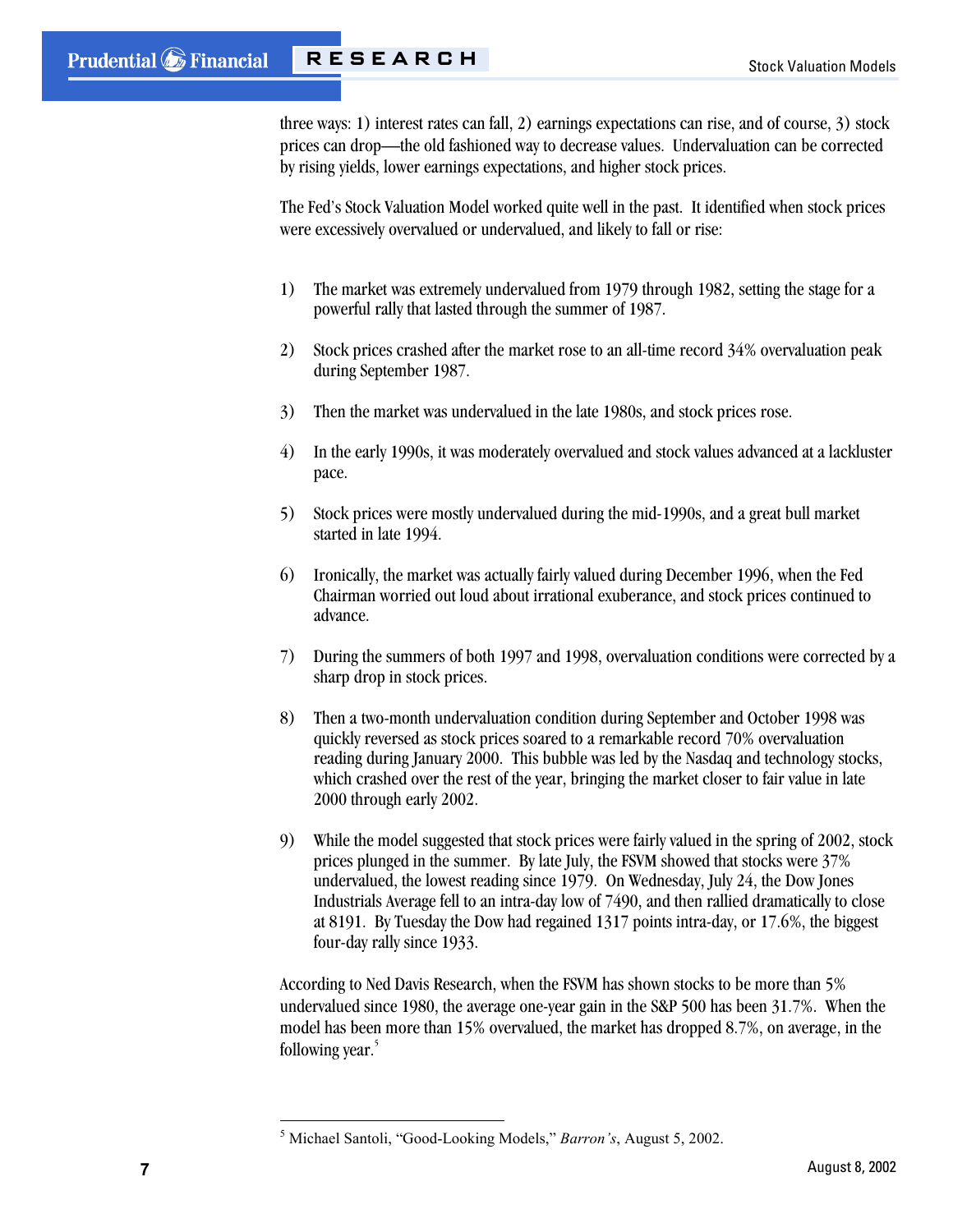three ways: 1) interest rates can fall, 2) earnings expectations can rise, and of course, 3) stock prices can drop—the old fashioned way to decrease values. Undervaluation can be corrected by rising yields, lower earnings expectations, and higher stock prices.

The Fed's Stock Valuation Model worked quite well in the past. It identified when stock prices were excessively overvalued or undervalued, and likely to fall or rise:

1) The market was extremely undervalued from 1979 through 1982, setting the stage for a powerful rally that lasted through the summer of 1987.

2) Stock prices crashed after the market rose to an all-time record 34% overvaluation peak during September 1987.

3) Then the market was undervalued in the late 1980s, and stock prices rose.

4) In the early 1990s, it was moderately overvalued and stock values advanced at a lackluster pace.

5) Stock prices were mostly undervalued during the mid-1990s, and a great bull market started in late 1994.

6) Ironically, the market was actually fairly valued during December 1996, when the Fed Chairman worried out loud about irrational exuberance, and stock prices continued to advance.

7) During the summers of both 1997 and 1998, overvaluation conditions were corrected by a sharp drop in stock prices.

8) Then a two-month undervaluation condition during September and October 1998 was quickly reversed as stock prices soared to a remarkable record 70% overvaluation reading during January 2000. This bubble was led by the Nasdaq and technology stocks, which crashed over the rest of the year, bringing the market closer to fair value in late 2000 through early 2002.

9) While the model suggested that stock prices were fairly valued in the spring of 2002, stock prices plunged in the summer. By late July, the FSVM showed that stocks were 37% undervalued, the lowest reading since 1979. On Wednesday, July 24, the Dow Jones Industrials Average fell to an intra-day low of 7490, and then rallied dramatically to close at 8191. By Tuesday the Dow had regained 1317 points intra-day, or 17.6%, the biggest four-day rally since 1933.

According to Ned Davis Research, when the FSVM has shown stocks to be more than 5% undervalued since 1980, the average one-year gain in the S&P 500 has been 31.7%. When the model has been more than 15% overvalued, the market has dropped 8.7%, on average, in the following year.[5]

---

[5] Michael Santoli, "Good-Looking Models," *Barron's*, August 5, 2002.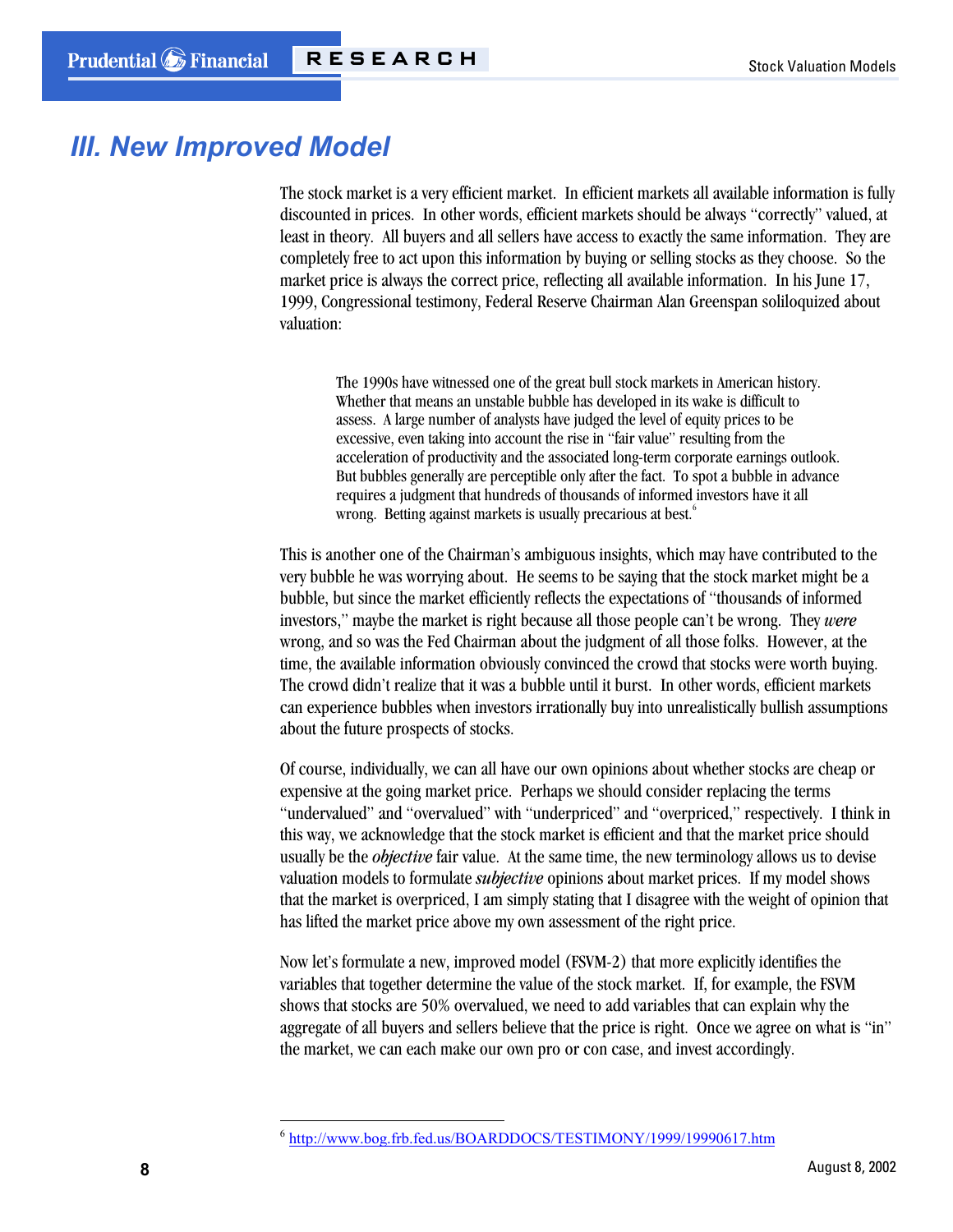# III. New Improved Model

The stock market is a very efficient market. In efficient markets all available information is fully discounted in prices. In other words, efficient markets should be always "correctly" valued, at least in theory. All buyers and all sellers have access to exactly the same information. They are completely free to act upon this information by buying or selling stocks as they choose. So the market price is always the correct price, reflecting all available information. In his June 17, 1999, Congressional testimony, Federal Reserve Chairman Alan Greenspan soliloquized about valuation:

> The 1990s have witnessed one of the great bull stock markets in American history. Whether that means an unstable bubble has developed in its wake is difficult to assess. A large number of analysts have judged the level of equity prices to be excessive, even taking into account the rise in "fair value" resulting from the acceleration of productivity and the associated long-term corporate earnings outlook. But bubbles generally are perceptible only after the fact. To spot a bubble in advance requires a judgment that hundreds of thousands of informed investors have it all wrong. Betting against markets is usually precarious at best.[6]

This is another one of the Chairman's ambiguous insights, which may have contributed to the very bubble he was worrying about. He seems to be saying that the stock market might be a bubble, but since the market efficiently reflects the expectations of "thousands of informed investors," maybe the market is right because all those people can't be wrong. They *were* wrong, and so was the Fed Chairman about the judgment of all those folks. However, at the time, the available information obviously convinced the crowd that stocks were worth buying. The crowd didn't realize that it was a bubble until it burst. In other words, efficient markets can experience bubbles when investors irrationally buy into unrealistically bullish assumptions about the future prospects of stocks.

Of course, individually, we can all have our own opinions about whether stocks are cheap or expensive at the going market price. Perhaps we should consider replacing the terms "undervalued" and "overvalued" with "underpriced" and "overpriced," respectively. I think in this way, we acknowledge that the stock market is efficient and that the market price should usually be the *objective* fair value. At the same time, the new terminology allows us to devise valuation models to formulate *subjective* opinions about market prices. If my model shows that the market is overpriced, I am simply stating that I disagree with the weight of opinion that has lifted the market price above my own assessment of the right price.

Now let's formulate a new, improved model (FSVM-2) that more explicitly identifies the variables that together determine the value of the stock market. If, for example, the FSVM shows that stocks are 50% overvalued, we need to add variables that can explain why the aggregate of all buyers and sellers believe that the price is right. Once we agree on what is "in" the market, we can each make our own pro or con case, and invest accordingly.

---

[6] http://www.bog.frb.fed.us/BOARDDOCS/TESTIMONY/1999/19990617.htm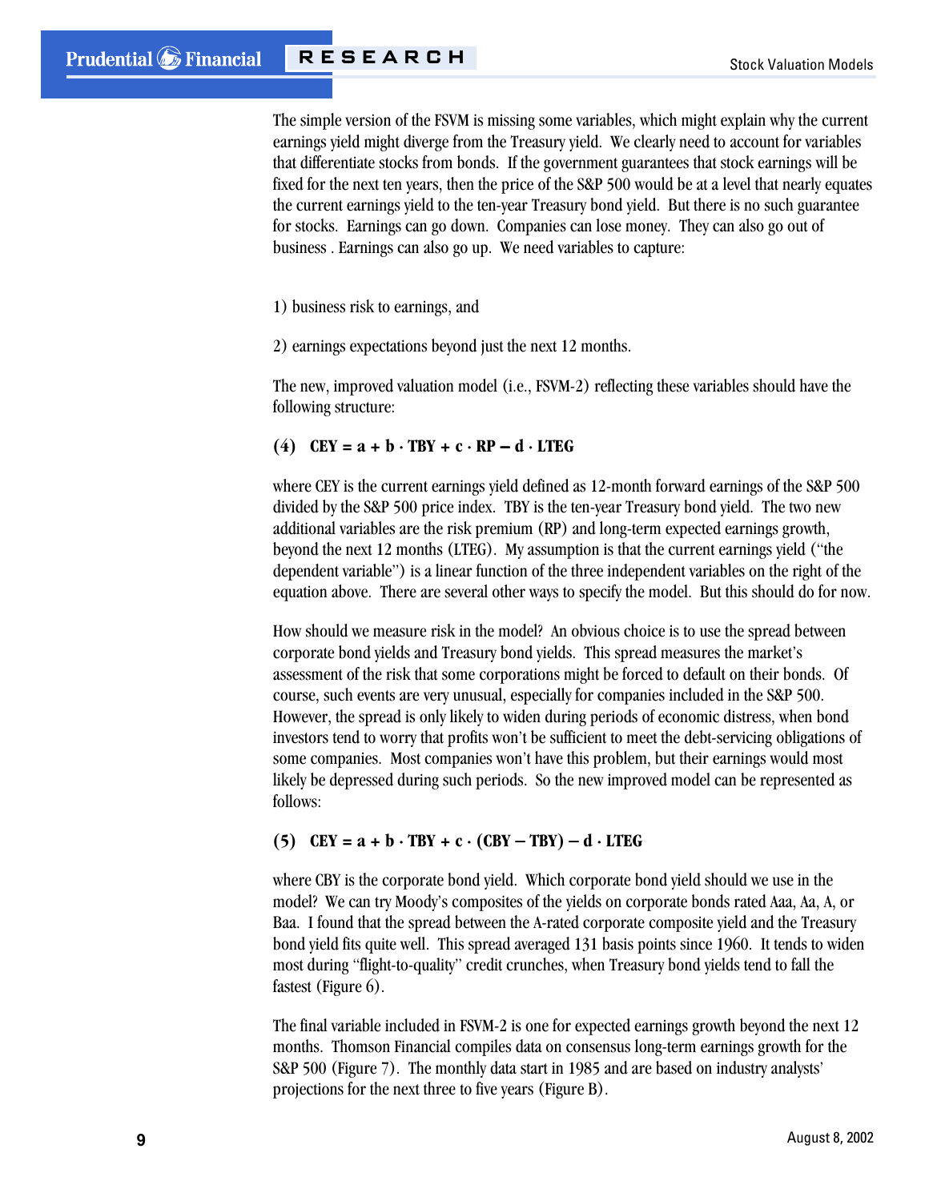The simple version of the FSVM is missing some variables, which might explain why the current earnings yield might diverge from the Treasury yield. We clearly need to account for variables that differentiate stocks from bonds. If the government guarantees that stock earnings will be fixed for the next ten years, then the price of the S&P 500 would be at a level that nearly equates the current earnings yield to the ten-year Treasury bond yield. But there is no such guarantee for stocks. Earnings can go down. Companies can lose money. They can also go out of business . Earnings can also go up. We need variables to capture:

1) business risk to earnings, and

2) earnings expectations beyond just the next 12 months.

The new, improved valuation model (i.e., FSVM-2) reflecting these variables should have the following structure:

$$(4) \quad CEY = a + b \cdot TBY + c \cdot RP - d \cdot LTEG$$

where CEY is the current earnings yield defined as 12-month forward earnings of the S&P 500 divided by the S&P 500 price index. TBY is the ten-year Treasury bond yield. The two new additional variables are the risk premium (RP) and long-term expected earnings growth, beyond the next 12 months (LTEG). My assumption is that the current earnings yield ("the dependent variable") is a linear function of the three independent variables on the right of the equation above. There are several other ways to specify the model. But this should do for now.

How should we measure risk in the model? An obvious choice is to use the spread between corporate bond yields and Treasury bond yields. This spread measures the market's assessment of the risk that some corporations might be forced to default on their bonds. Of course, such events are very unusual, especially for companies included in the S&P 500. However, the spread is only likely to widen during periods of economic distress, when bond investors tend to worry that profits won't be sufficient to meet the debt-servicing obligations of some companies. Most companies won't have this problem, but their earnings would most likely be depressed during such periods. So the new improved model can be represented as follows:

$$(5) \quad CEY = a + b \cdot TBY + c \cdot (CBY - TBY) - d \cdot LTEG$$

where CBY is the corporate bond yield. Which corporate bond yield should we use in the model? We can try Moody's composites of the yields on corporate bonds rated Aaa, Aa, A, or Baa. I found that the spread between the A-rated corporate composite yield and the Treasury bond yield fits quite well. This spread averaged 131 basis points since 1960. It tends to widen most during "flight-to-quality" credit crunches, when Treasury bond yields tend to fall the fastest (Figure 6).

The final variable included in FSVM-2 is one for expected earnings growth beyond the next 12 months. Thomson Financial compiles data on consensus long-term earnings growth for the S&P 500 (Figure 7). The monthly data start in 1985 and are based on industry analysts' projections for the next three to five years (Figure B).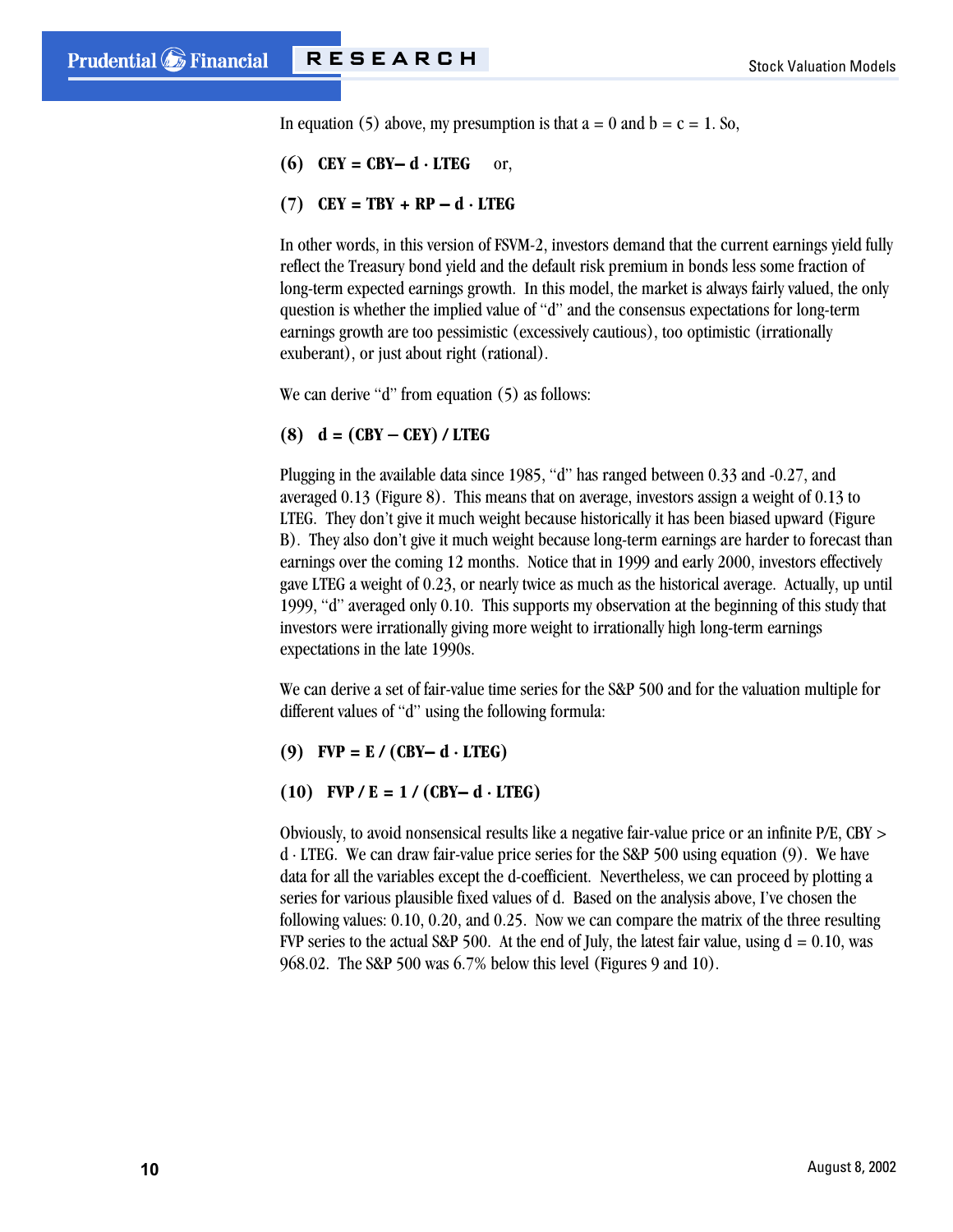In equation (5) above, my presumption is that $a = 0$ and $b = c = 1$. So,

$$\text{(6)} \quad \mathbf{CEY = CBY - d \cdot LTEG} \quad \text{or,}$$

$$\text{(7)} \quad \mathbf{CEY = TBY + RP - d \cdot LTEG}$$

In other words, in this version of FSVM-2, investors demand that the current earnings yield fully reflect the Treasury bond yield and the default risk premium in bonds less some fraction of long-term expected earnings growth. In this model, the market is always fairly valued, the only question is whether the implied value of "d" and the consensus expectations for long-term earnings growth are too pessimistic (excessively cautious), too optimistic (irrationally exuberant), or just about right (rational).

We can derive "d" from equation (5) as follows:

$$\text{(8)} \quad \mathbf{d = (CBY - CEY) / LTEG}$$

Plugging in the available data since 1985, "d" has ranged between 0.33 and -0.27, and averaged 0.13 (Figure 8). This means that on average, investors assign a weight of 0.13 to LTEG. They don't give it much weight because historically it has been biased upward (Figure B). They also don't give it much weight because long-term earnings are harder to forecast than earnings over the coming 12 months. Notice that in 1999 and early 2000, investors effectively gave LTEG a weight of 0.23, or nearly twice as much as the historical average. Actually, up until 1999, "d" averaged only 0.10. This supports my observation at the beginning of this study that investors were irrationally giving more weight to irrationally high long-term earnings expectations in the late 1990s.

We can derive a set of fair-value time series for the S&P 500 and for the valuation multiple for different values of "d" using the following formula:

$$\text{(9)} \quad \mathbf{FVP = E / (CBY - d \cdot LTEG)}$$

$$\text{(10)} \quad \mathbf{FVP / E = 1 / (CBY - d \cdot LTEG)}$$

Obviously, to avoid nonsensical results like a negative fair-value price or an infinite P/E, $CBY > d \cdot LTEG$. We can draw fair-value price series for the S&P 500 using equation (9). We have data for all the variables except the d-coefficient. Nevertheless, we can proceed by plotting a series for various plausible fixed values of d. Based on the analysis above, I've chosen the following values: 0.10, 0.20, and 0.25. Now we can compare the matrix of the three resulting FVP series to the actual S&P 500. At the end of July, the latest fair value, using $d = 0.10$, was 968.02. The S&P 500 was 6.7% below this level (Figures 9 and 10).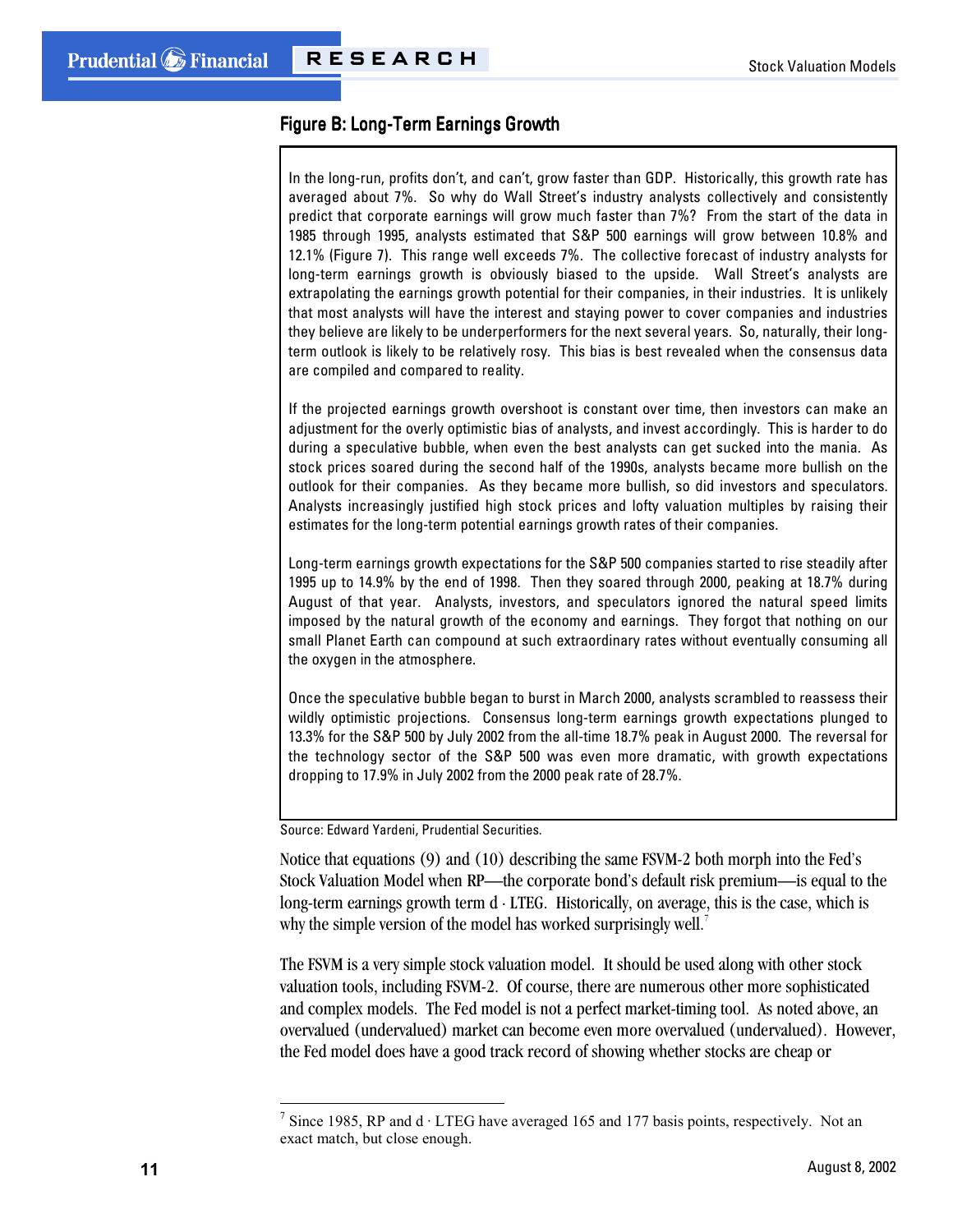### Figure B: Long-Term Earnings Growth

In the long-run, profits don't, and can't, grow faster than GDP. Historically, this growth rate has averaged about 7%. So why do Wall Street's industry analysts collectively and consistently predict that corporate earnings will grow much faster than 7%? From the start of the data in 1985 through 1995, analysts estimated that S&P 500 earnings will grow between 10.8% and 12.1% (Figure 7). This range well exceeds 7%. The collective forecast of industry analysts for long-term earnings growth is obviously biased to the upside. Wall Street's analysts are extrapolating the earnings growth potential for their companies, in their industries. It is unlikely that most analysts will have the interest and staying power to cover companies and industries they believe are likely to be underperformers for the next several years. So, naturally, their long-term outlook is likely to be relatively rosy. This bias is best revealed when the consensus data are compiled and compared to reality.

If the projected earnings growth overshoot is constant over time, then investors can make an adjustment for the overly optimistic bias of analysts, and invest accordingly. This is harder to do during a speculative bubble, when even the best analysts can get sucked into the mania. As stock prices soared during the second half of the 1990s, analysts became more bullish on the outlook for their companies. As they became more bullish, so did investors and speculators. Analysts increasingly justified high stock prices and lofty valuation multiples by raising their estimates for the long-term potential earnings growth rates of their companies.

Long-term earnings growth expectations for the S&P 500 companies started to rise steadily after 1995 up to 14.9% by the end of 1998. Then they soared through 2000, peaking at 18.7% during August of that year. Analysts, investors, and speculators ignored the natural speed limits imposed by the natural growth of the economy and earnings. They forgot that nothing on our small Planet Earth can compound at such extraordinary rates without eventually consuming all the oxygen in the atmosphere.

Once the speculative bubble began to burst in March 2000, analysts scrambled to reassess their wildly optimistic projections. Consensus long-term earnings growth expectations plunged to 13.3% for the S&P 500 by July 2002 from the all-time 18.7% peak in August 2000. The reversal for the technology sector of the S&P 500 was even more dramatic, with growth expectations dropping to 17.9% in July 2002 from the 2000 peak rate of 28.7%.

Source: Edward Yardeni, Prudential Securities.

Notice that equations (9) and (10) describing the same FSVM-2 both morph into the Fed's Stock Valuation Model when RP—the corporate bond's default risk premium—is equal to the long-term earnings growth term $d \cdot LTEG$. Historically, on average, this is the case, which is why the simple version of the model has worked surprisingly well.[7]

The FSVM is a very simple stock valuation model. It should be used along with other stock valuation tools, including FSVM-2. Of course, there are numerous other more sophisticated and complex models. The Fed model is not a perfect market-timing tool. As noted above, an overvalued (undervalued) market can become even more overvalued (undervalued). However, the Fed model does have a good track record of showing whether stocks are cheap or

---

[7] Since 1985, RP and $d \cdot LTEG$ have averaged 165 and 177 basis points, respectively. Not an exact match, but close enough.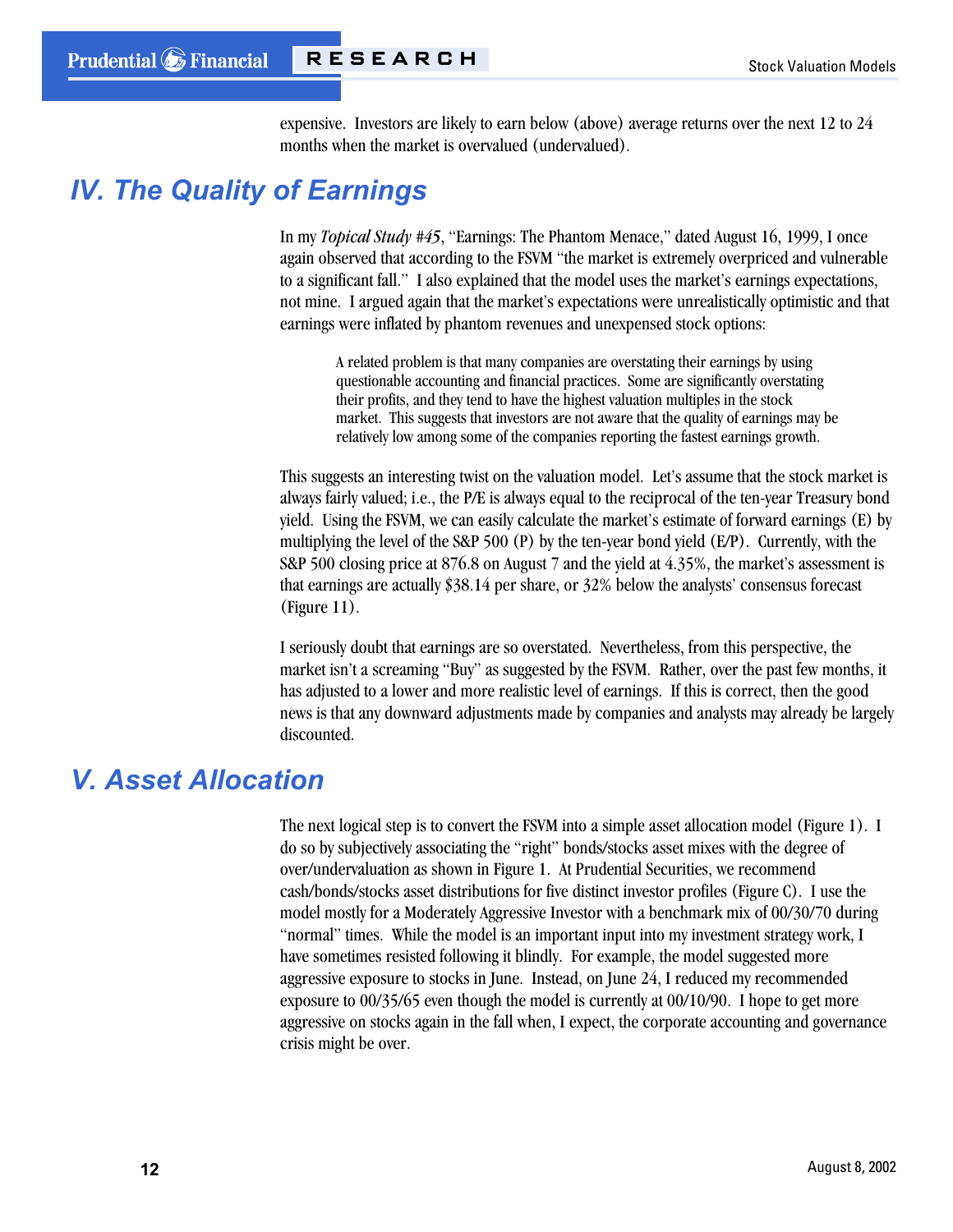expensive. Investors are likely to earn below (above) average returns over the next 12 to 24 months when the market is overvalued (undervalued).

## IV. The Quality of Earnings

In my *Topical Study #45*, "Earnings: The Phantom Menace," dated August 16, 1999, I once again observed that according to the FSVM "the market is extremely overpriced and vulnerable to a significant fall." I also explained that the model uses the market's earnings expectations, not mine. I argued again that the market's expectations were unrealistically optimistic and that earnings were inflated by phantom revenues and unexpensed stock options:

> A related problem is that many companies are overstating their earnings by using questionable accounting and financial practices. Some are significantly overstating their profits, and they tend to have the highest valuation multiples in the stock market. This suggests that investors are not aware that the quality of earnings may be relatively low among some of the companies reporting the fastest earnings growth.

This suggests an interesting twist on the valuation model. Let's assume that the stock market is always fairly valued; i.e., the P/E is always equal to the reciprocal of the ten-year Treasury bond yield. Using the FSVM, we can easily calculate the market's estimate of forward earnings (E) by multiplying the level of the S&P 500 (P) by the ten-year bond yield (E/P). Currently, with the S&P 500 closing price at 876.8 on August 7 and the yield at 4.35%, the market's assessment is that earnings are actually $38.14 per share, or 32% below the analysts' consensus forecast (Figure 11).

I seriously doubt that earnings are so overstated. Nevertheless, from this perspective, the market isn't a screaming "Buy" as suggested by the FSVM. Rather, over the past few months, it has adjusted to a lower and more realistic level of earnings. If this is correct, then the good news is that any downward adjustments made by companies and analysts may already be largely discounted.

## V. Asset Allocation

The next logical step is to convert the FSVM into a simple asset allocation model (Figure 1). I do so by subjectively associating the "right" bonds/stocks asset mixes with the degree of over/undervaluation as shown in Figure 1. At Prudential Securities, we recommend cash/bonds/stocks asset distributions for five distinct investor profiles (Figure C). I use the model mostly for a Moderately Aggressive Investor with a benchmark mix of 00/30/70 during "normal" times. While the model is an important input into my investment strategy work, I have sometimes resisted following it blindly. For example, the model suggested more aggressive exposure to stocks in June. Instead, on June 24, I reduced my recommended exposure to 00/35/65 even though the model is currently at 00/10/90. I hope to get more aggressive on stocks again in the fall when, I expect, the corporate accounting and governance crisis might be over.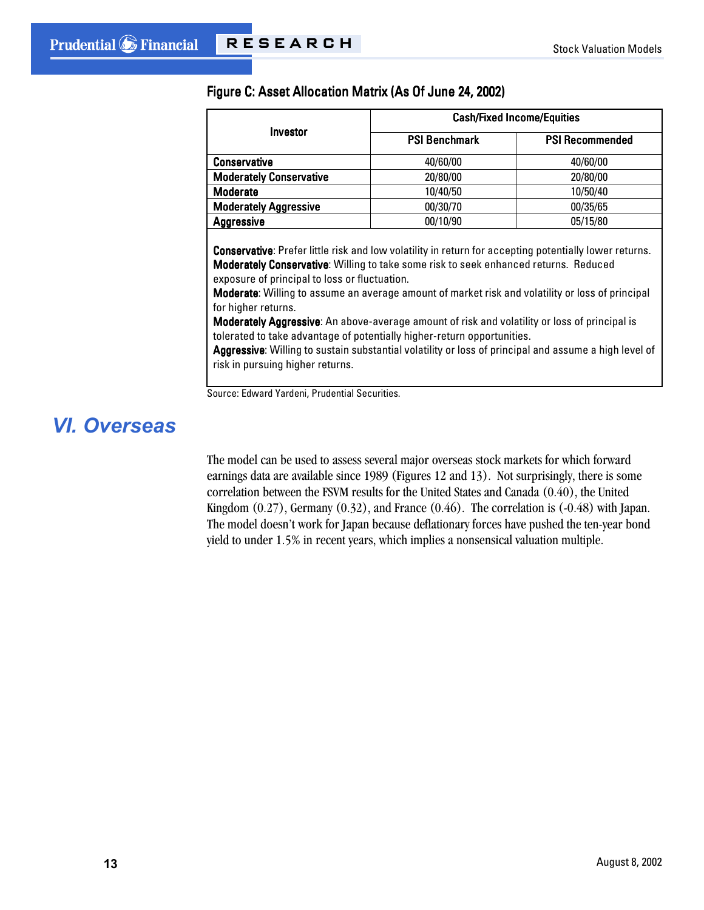**Figure C: Asset Allocation Matrix (As Of June 24, 2002)**

| Investor | Cash/Fixed Income/Equities | |
|---|---|---|
| | PSI Benchmark | PSI Recommended |
| **Conservative** | 40/60/00 | 40/60/00 |
| **Moderately Conservative** | 20/80/00 | 20/80/00 |
| **Moderate** | 10/40/50 | 10/50/40 |
| **Moderately Aggressive** | 00/30/70 | 00/35/65 |
| **Aggressive** | 00/10/90 | 05/15/80 |

**Conservative**: Prefer little risk and low volatility in return for accepting potentially lower returns.
**Moderately Conservative**: Willing to take some risk to seek enhanced returns. Reduced exposure of principal to loss or fluctuation.
**Moderate**: Willing to assume an average amount of market risk and volatility or loss of principal for higher returns.
**Moderately Aggressive**: An above-average amount of risk and volatility or loss of principal is tolerated to take advantage of potentially higher-return opportunities.
**Aggressive**: Willing to sustain substantial volatility or loss of principal and assume a high level of risk in pursuing higher returns.

Source: Edward Yardeni, Prudential Securities.

## VI. Overseas

The model can be used to assess several major overseas stock markets for which forward earnings data are available since 1989 (Figures 12 and 13). Not surprisingly, there is some correlation between the FSVM results for the United States and Canada (0.40), the United Kingdom (0.27), Germany (0.32), and France (0.46). The correlation is (-0.48) with Japan. The model doesn't work for Japan because deflationary forces have pushed the ten-year bond yield to under 1.5% in recent years, which implies a nonsensical valuation multiple.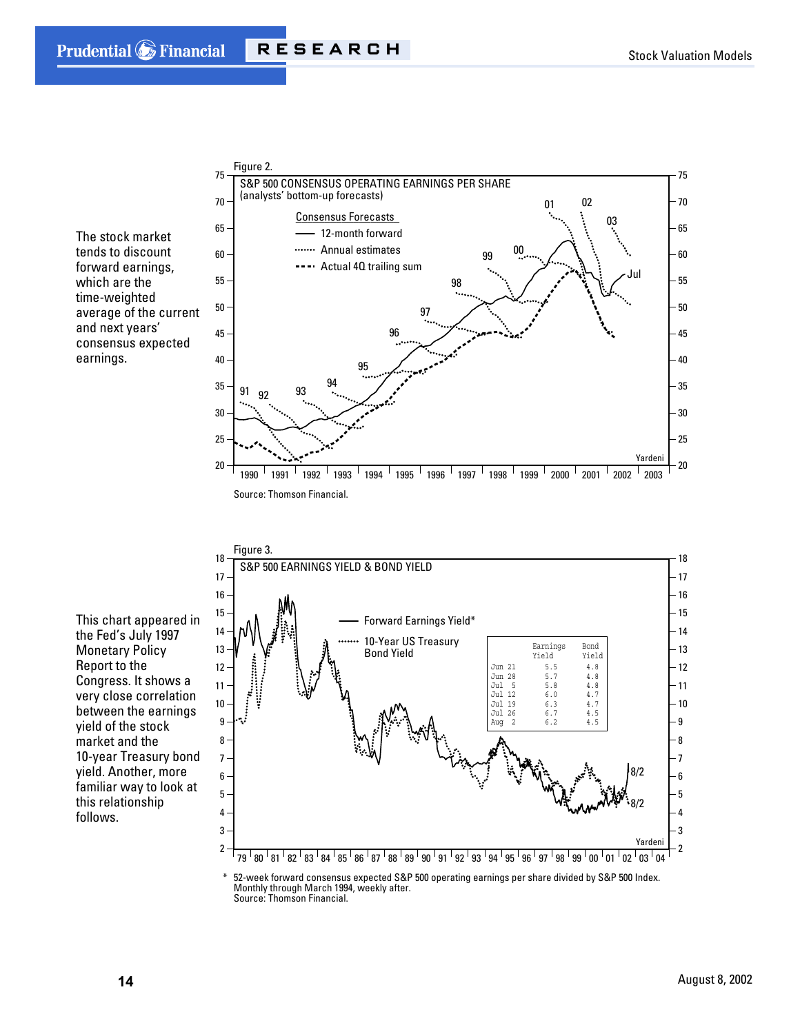The stock market tends to discount forward earnings, which are the time-weighted average of the current and next years' consensus expected earnings.

Figure 2.

S&P 500 CONSENSUS OPERATING EARNINGS PER SHARE (analysts' bottom-up forecasts)

Source: Thomson Financial.

This chart appeared in the Fed's July 1997 Monetary Policy Report to the Congress. It shows a very close correlation between the earnings yield of the stock market and the 10-year Treasury bond yield. Another, more familiar way to look at this relationship follows.

Figure 3.

S&P 500 EARNINGS YIELD & BOND YIELD

| | Earnings Yield | Bond Yield |
|---|---|---|
| Jun 21 | 5.5 | 4.8 |
| Jun 28 | 5.7 | 4.8 |
| Jul 5 | 5.8 | 4.8 |
| Jul 12 | 6.0 | 4.7 |
| Jul 19 | 6.3 | 4.7 |
| Jul 26 | 6.7 | 4.5 |
| Aug 2 | 6.2 | 4.5 |

* 52-week forward consensus expected S&P 500 operating earnings per share divided by S&P 500 Index. Monthly through March 1994, weekly after.
Source: Thomson Financial.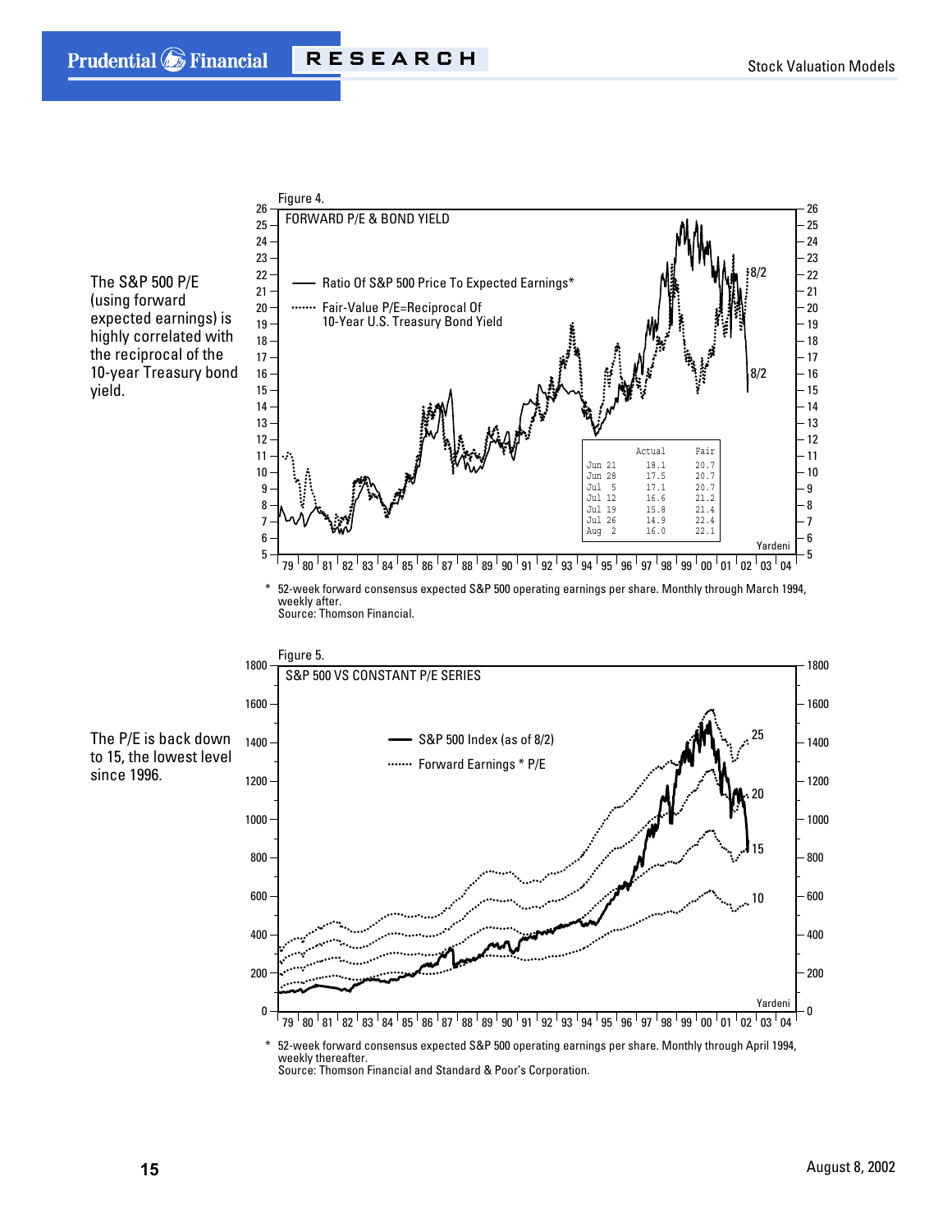The S&P 500 P/E (using forward expected earnings) is highly correlated with the reciprocal of the 10-year Treasury bond yield.

Figure 4.

FORWARD P/E & BOND YIELD

— Ratio Of S&P 500 Price To Expected Earnings*

······ Fair-Value P/E=Reciprocal Of 10-Year U.S. Treasury Bond Yield

| | Actual | Fair |
|---|---|---|
| Jun 21 | 18.1 | 20.7 |
| Jun 28 | 17.5 | 20.7 |
| Jul 5 | 17.1 | 20.7 |
| Jul 12 | 16.6 | 21.2 |
| Jul 19 | 15.8 | 21.4 |
| Jul 26 | 14.9 | 22.4 |
| Aug 2 | 16.0 | 22.1 |

\* 52-week forward consensus expected S&P 500 operating earnings per share. Monthly through March 1994, weekly after.
Source: Thomson Financial.

The P/E is back down to 15, the lowest level since 1996.

Figure 5.

S&P 500 VS CONSTANT P/E SERIES

— S&P 500 Index (as of 8/2)

······ Forward Earnings * P/E

\* 52-week forward consensus expected S&P 500 operating earnings per share. Monthly through April 1994, weekly thereafter.
Source: Thomson Financial and Standard & Poor's Corporation.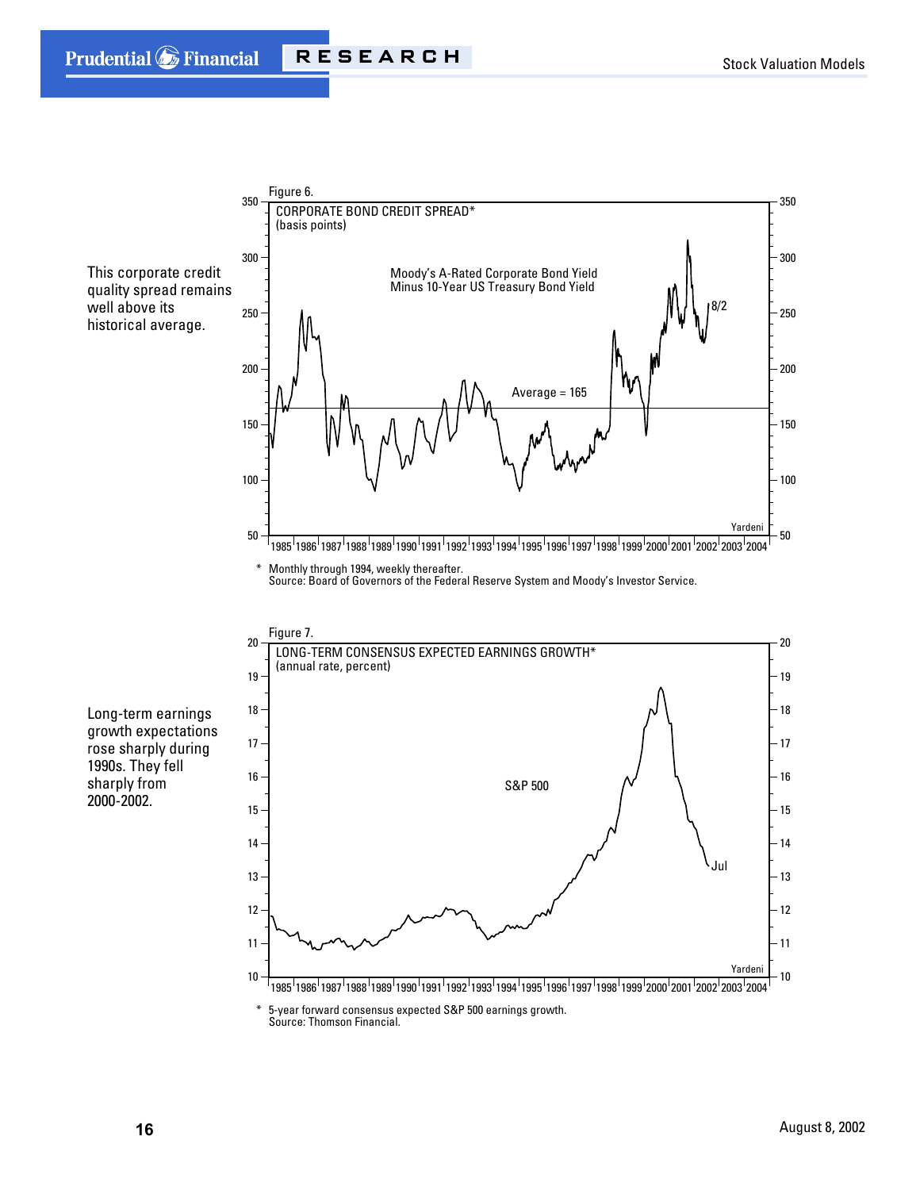This corporate credit quality spread remains well above its historical average.

Figure 6.

CORPORATE BOND CREDIT SPREAD*
(basis points)

Moody's A-Rated Corporate Bond Yield Minus 10-Year US Treasury Bond Yield

Average = 165

8/2

Yardeni

\* Monthly through 1994, weekly thereafter.
Source: Board of Governors of the Federal Reserve System and Moody's Investor Service.

Long-term earnings growth expectations rose sharply during 1990s. They fell sharply from 2000-2002.

Figure 7.

LONG-TERM CONSENSUS EXPECTED EARNINGS GROWTH*
(annual rate, percent)

S&P 500

Jul

Yardeni

\* 5-year forward consensus expected S&P 500 earnings growth.
Source: Thomson Financial.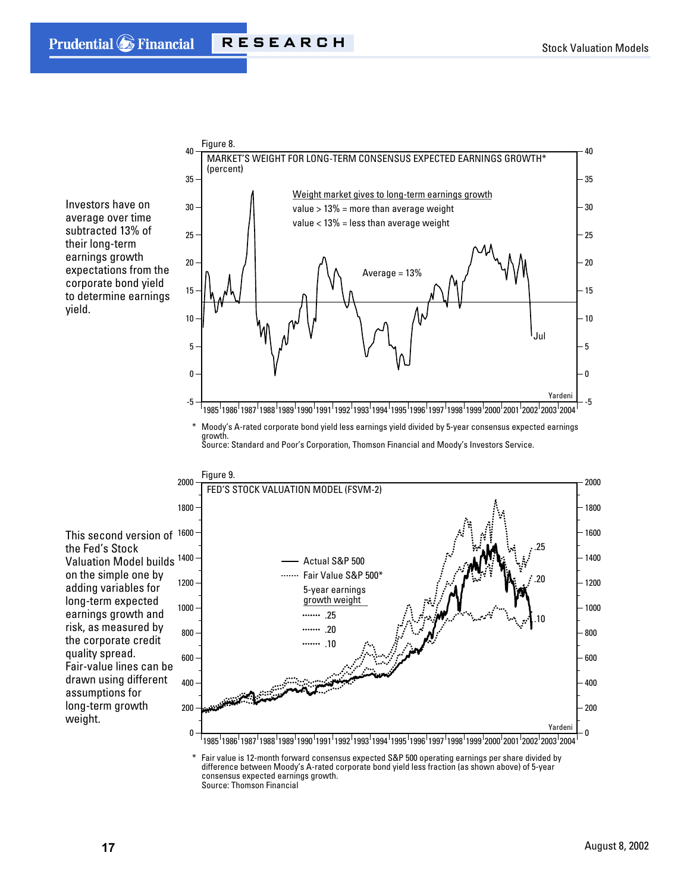Investors have on average over time subtracted 13% of their long-term earnings growth expectations from the corporate bond yield to determine earnings yield.

Figure 8.

MARKET'S WEIGHT FOR LONG-TERM CONSENSUS EXPECTED EARNINGS GROWTH* (percent)

Weight market gives to long-term earnings growth
value > 13% = more than average weight
value < 13% = less than average weight

Average = 13%

Jul

Yardeni

\* Moody's A-rated corporate bond yield less earnings yield divided by 5-year consensus expected earnings growth.
Source: Standard and Poor's Corporation, Thomson Financial and Moody's Investors Service.

This second version of the Fed's Stock Valuation Model builds on the simple one by adding variables for long-term expected earnings growth and risk, as measured by the corporate credit quality spread. Fair-value lines can be drawn using different assumptions for long-term growth weight.

Figure 9.

FED'S STOCK VALUATION MODEL (FSVM-2)

Actual S&P 500
Fair Value S&P 500*
5-year earnings growth weight
.25
.20
.10

Yardeni

\* Fair value is 12-month forward consensus expected S&P 500 operating earnings per share divided by difference between Moody's A-rated corporate bond yield less fraction (as shown above) of 5-year consensus expected earnings growth.
Source: Thomson Financial

August 8, 2002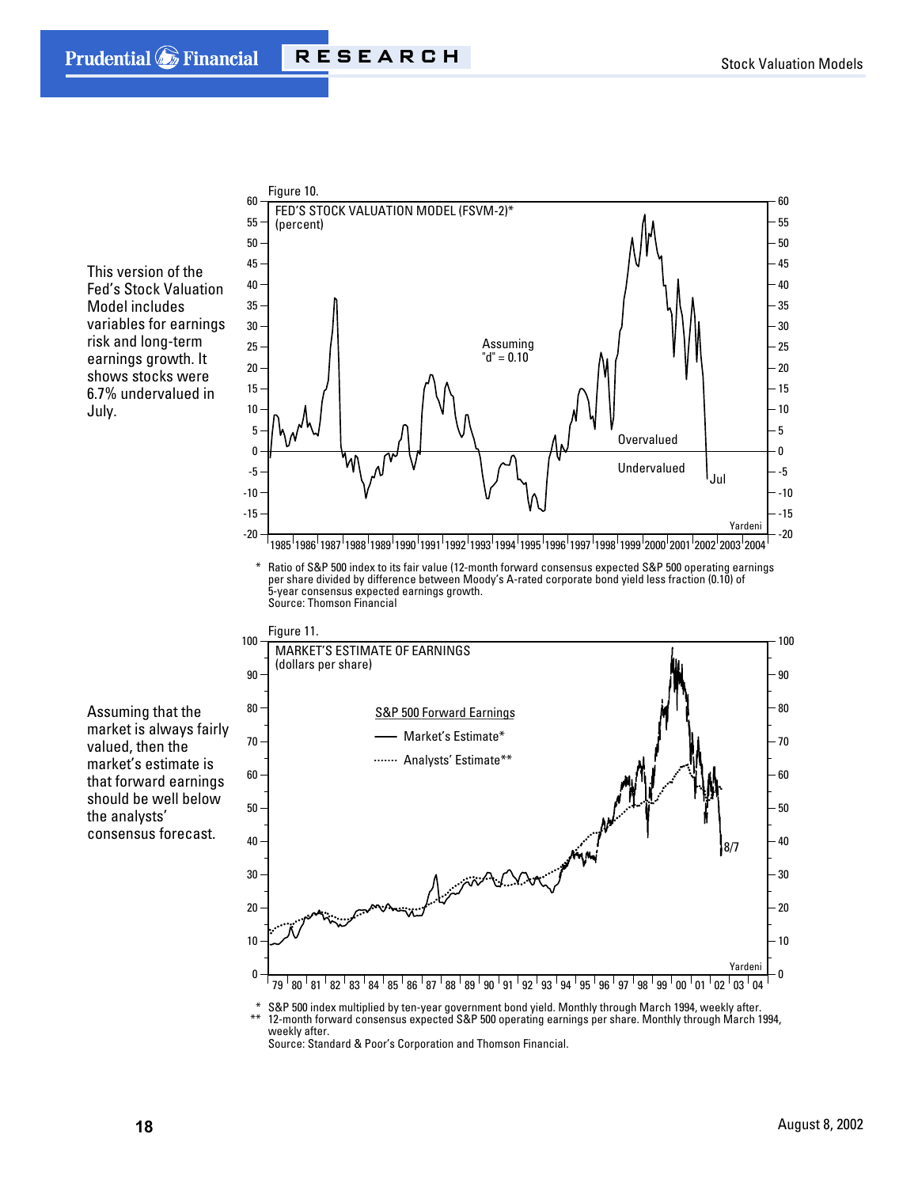This version of the Fed's Stock Valuation Model includes variables for earnings risk and long-term earnings growth. It shows stocks were 6.7% undervalued in July.

Figure 10.

FED'S STOCK VALUATION MODEL (FSVM-2)*
(percent)

Assuming "d" = 0.10

Overvalued

Undervalued

Jul

Yardeni

\* Ratio of S&P 500 index to its fair value (12-month forward consensus expected S&P 500 operating earnings per share divided by difference between Moody's A-rated corporate bond yield less fraction (0.10) of 5-year consensus expected earnings growth.
Source: Thomson Financial

Assuming that the market is always fairly valued, then the market's estimate is that forward earnings should be well below the analysts' consensus forecast.

Figure 11.

MARKET'S ESTIMATE OF EARNINGS
(dollars per share)

S&P 500 Forward Earnings

Market's Estimate*

Analysts' Estimate**

8/7

Yardeni

\* S&P 500 index multiplied by ten-year government bond yield. Monthly through March 1994, weekly after.
\*\* 12-month forward consensus expected S&P 500 operating earnings per share. Monthly through March 1994, weekly after.
Source: Standard & Poor's Corporation and Thomson Financial.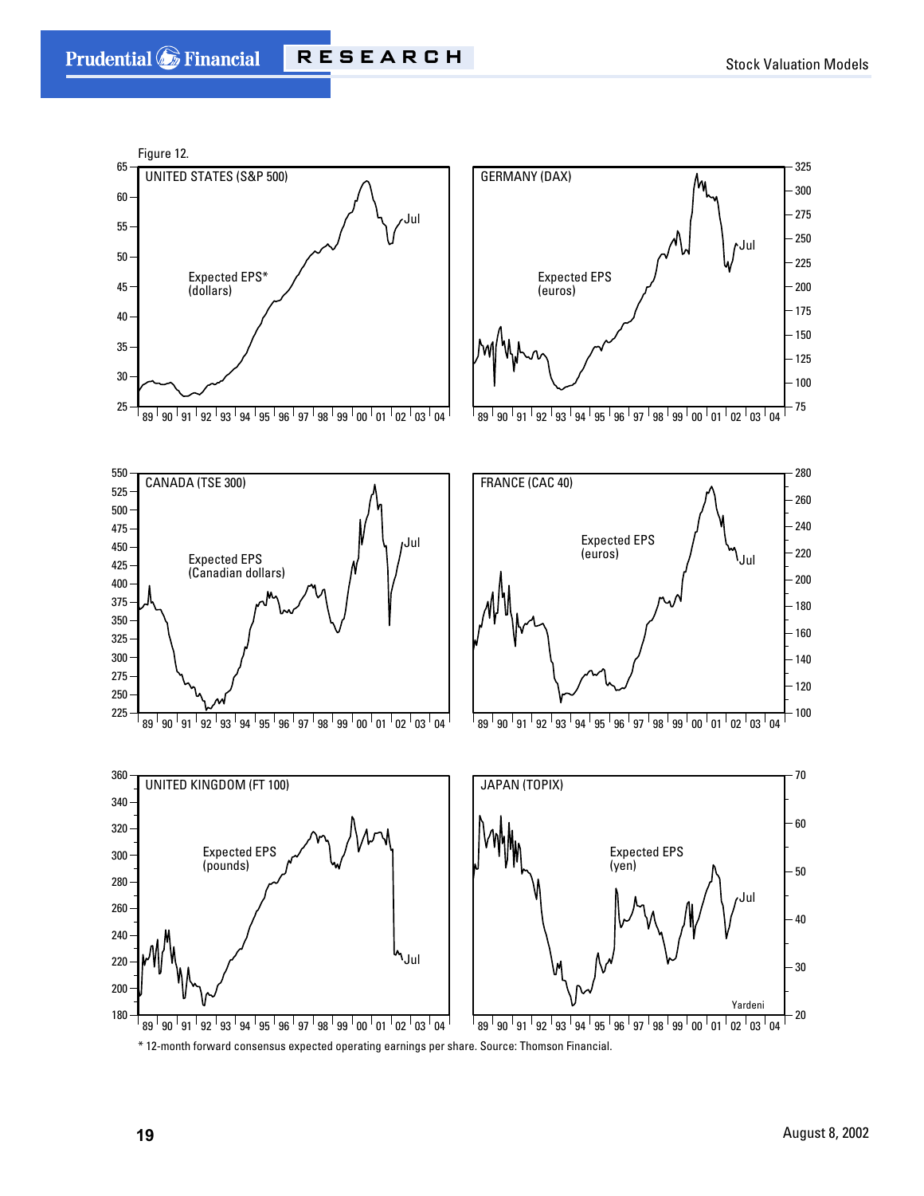Figure 12.

UNITED STATES (S&P 500)

Expected EPS* (dollars)

GERMANY (DAX)

Expected EPS (euros)

CANADA (TSE 300)

Expected EPS (Canadian dollars)

FRANCE (CAC 40)

Expected EPS (euros)

UNITED KINGDOM (FT 100)

Expected EPS (pounds)

JAPAN (TOPIX)

Expected EPS (yen)

\* 12-month forward consensus expected operating earnings per share. Source: Thomson Financial.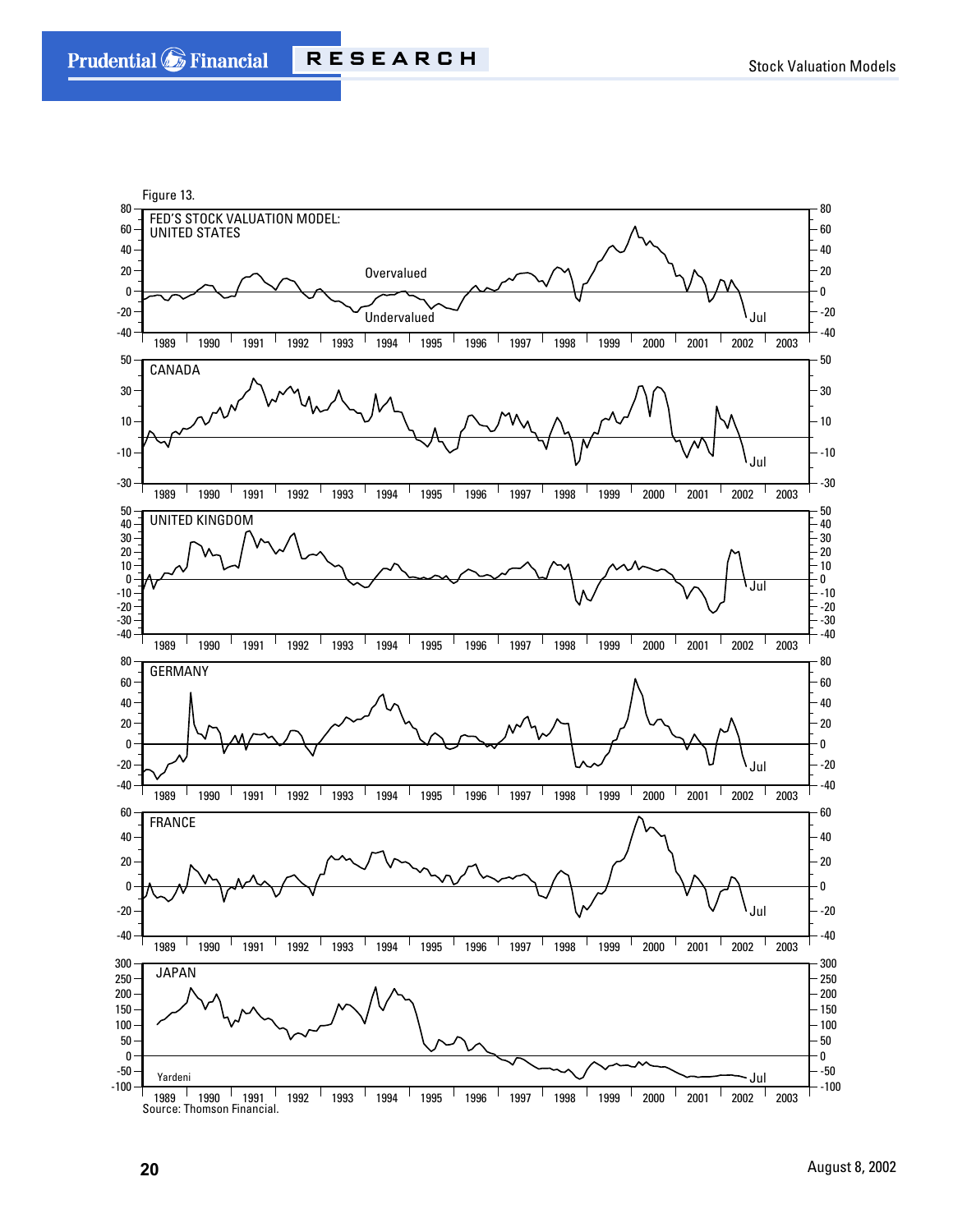Figure 13.

FED'S STOCK VALUATION MODEL: UNITED STATES

Overvalued

Undervalued

CANADA

UNITED KINGDOM

GERMANY

FRANCE

JAPAN

Yardeni

Source: Thomson Financial.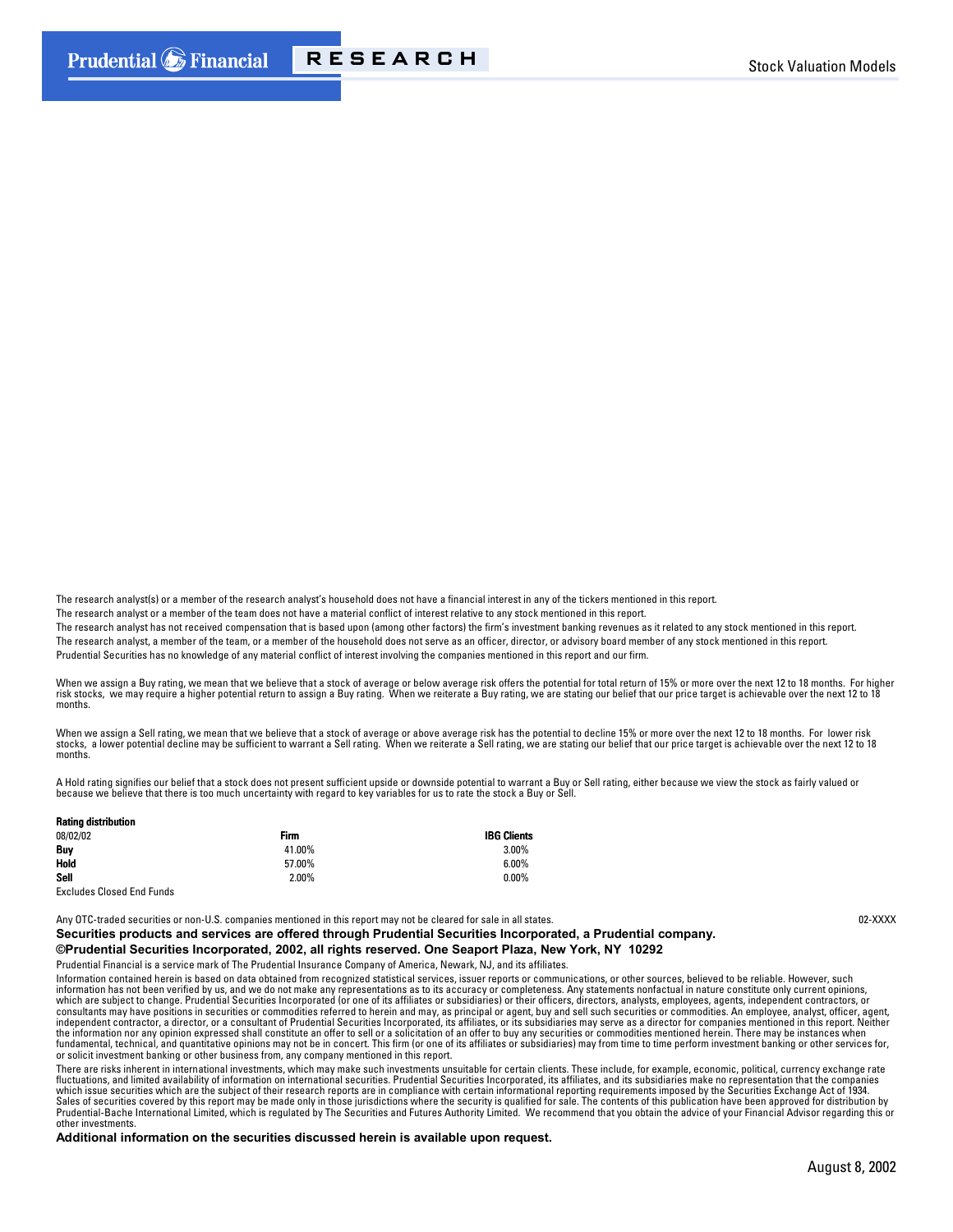The research analyst(s) or a member of the research analyst's household does not have a financial interest in any of the tickers mentioned in this report.

The research analyst or a member of the team does not have a material conflict of interest relative to any stock mentioned in this report.

The research analyst has not received compensation that is based upon (among other factors) the firm's investment banking revenues as it related to any stock mentioned in this report.

The research analyst, a member of the team, or a member of the household does not serve as an officer, director, or advisory board member of any stock mentioned in this report.

Prudential Securities has no knowledge of any material conflict of interest involving the companies mentioned in this report and our firm.

When we assign a Buy rating, we mean that we believe that a stock of average or below average risk offers the potential for total return of 15% or more over the next 12 to 18 months. For higher risk stocks, we may require a higher potential return to assign a Buy rating. When we reiterate a Buy rating, we are stating our belief that our price target is achievable over the next 12 to 18 months.

When we assign a Sell rating, we mean that we believe that a stock of average or above average risk has the potential to decline 15% or more over the next 12 to 18 months. For lower risk stocks, a lower potential decline may be sufficient to warrant a Sell rating. When we reiterate a Sell rating, we are stating our belief that our price target is achievable over the next 12 to 18 months.

A Hold rating signifies our belief that a stock does not present sufficient upside or downside potential to warrant a Buy or Sell rating, either because we view the stock as fairly valued or because we believe that there is too much uncertainty with regard to key variables for us to rate the stock a Buy or Sell.

**Rating distribution**

| 08/02/02 | Firm | IBG Clients |
|---|---|---|
| **Buy** | 41.00% | 3.00% |
| **Hold** | 57.00% | 6.00% |
| **Sell** | 2.00% | 0.00% |

Excludes Closed End Funds

Any OTC-traded securities or non-U.S. companies mentioned in this report may not be cleared for sale in all states. 02-XXXX

**Securities products and services are offered through Prudential Securities Incorporated, a Prudential company.**

**©Prudential Securities Incorporated, 2002, all rights reserved. One Seaport Plaza, New York, NY 10292**

Prudential Financial is a service mark of The Prudential Insurance Company of America, Newark, NJ, and its affiliates.

Information contained herein is based on data obtained from recognized statistical services, issuer reports or communications, or other sources, believed to be reliable. However, such information has not been verified by us, and we do not make any representations as to its accuracy or completeness. Any statements nonfactual in nature constitute only current opinions, which are subject to change. Prudential Securities Incorporated (or one of its affiliates or subsidiaries) or their officers, directors, analysts, employees, agents, independent contractors, or consultants may have positions in securities or commodities referred to herein and may, as principal or agent, buy and sell such securities or commodities. An employee, analyst, officer, agent, independent contractor, a director, or a consultant of Prudential Securities Incorporated, its affiliates, or its subsidiaries may serve as a director for companies mentioned in this report. Neither the information nor any opinion expressed shall constitute an offer to sell or a solicitation of an offer to buy any securities or commodities mentioned herein. There may be instances when fundamental, technical, and quantitative opinions may not be in concert. This firm (or one of its affiliates or subsidiaries) may from time to time perform investment banking or other services for, or solicit investment banking or other business from, any company mentioned in this report.

There are risks inherent in international investments, which may make such investments unsuitable for certain clients. These include, for example, economic, political, currency exchange rate fluctuations, and limited availability of information on international securities. Prudential Securities Incorporated, its affiliates, and its subsidiaries make no representation that the companies which issue securities which are the subject of their research reports are in compliance with certain informational reporting requirements imposed by the Securities Exchange Act of 1934. Sales of securities covered by this report may be made only in those jurisdictions where the security is qualified for sale. The contents of this publication have been approved for distribution by Prudential-Bache International Limited, which is regulated by The Securities and Futures Authority Limited. We recommend that you obtain the advice of your Financial Advisor regarding this or other investments.

**Additional information on the securities discussed herein is available upon request.**

August 8, 2002